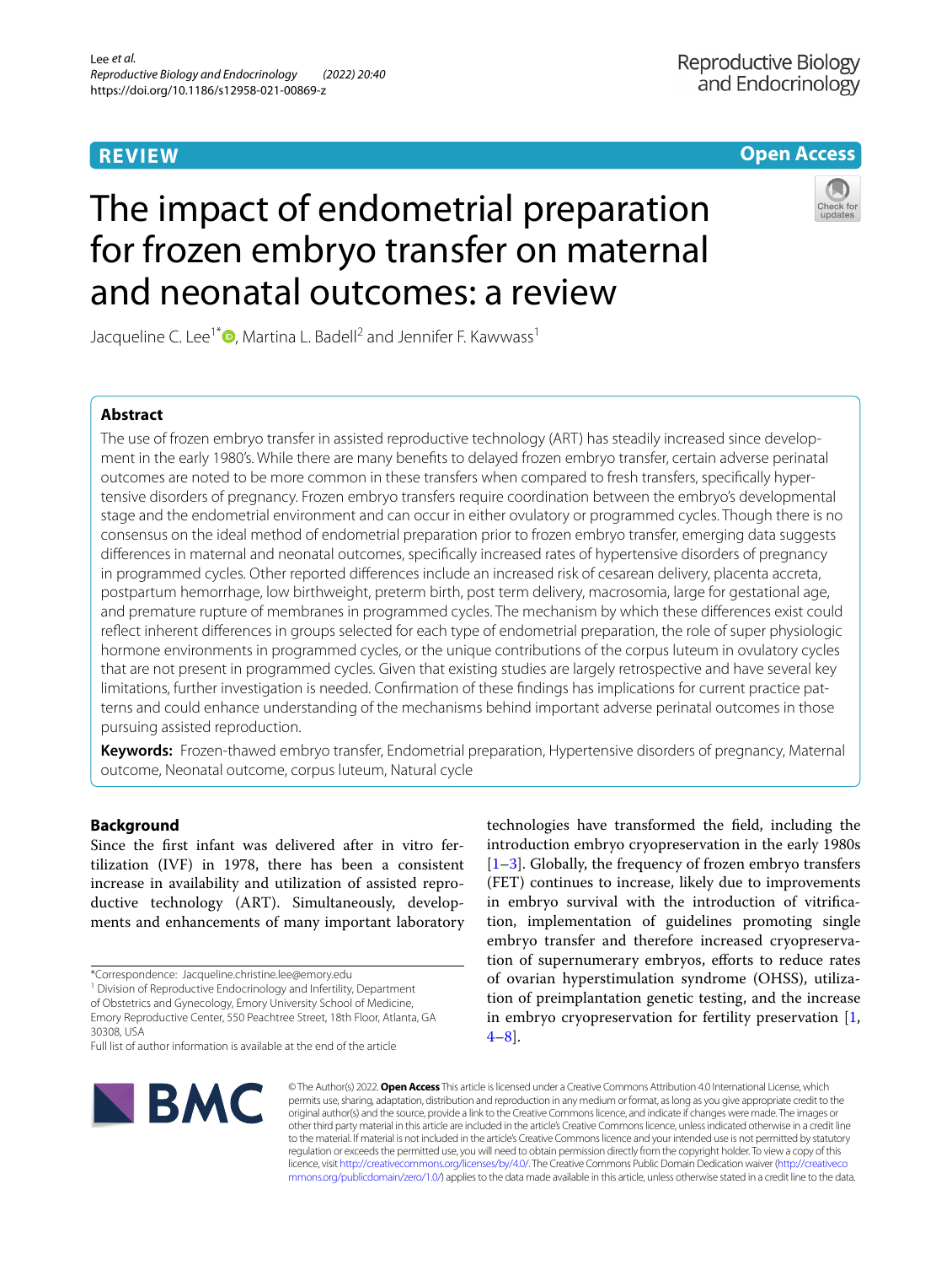REVIEW

Open Access

# The impact of endometrial preparation for frozen embryo transfer on maternal and neonatal outcomes: a review

Jacqueline C. Lee[1*], Martina L. Badell[2] and Jennifer F. Kawwass[1]

## Abstract

The use of frozen embryo transfer in assisted reproductive technology (ART) has steadily increased since development in the early 1980's. While there are many benefits to delayed frozen embryo transfer, certain adverse perinatal outcomes are noted to be more common in these transfers when compared to fresh transfers, specifically hypertensive disorders of pregnancy. Frozen embryo transfers require coordination between the embryo's developmental stage and the endometrial environment and can occur in either ovulatory or programmed cycles. Though there is no consensus on the ideal method of endometrial preparation prior to frozen embryo transfer, emerging data suggests differences in maternal and neonatal outcomes, specifically increased rates of hypertensive disorders of pregnancy in programmed cycles. Other reported differences include an increased risk of cesarean delivery, placenta accreta, postpartum hemorrhage, low birthweight, preterm birth, post term delivery, macrosomia, large for gestational age, and premature rupture of membranes in programmed cycles. The mechanism by which these differences exist could reflect inherent differences in groups selected for each type of endometrial preparation, the role of super physiologic hormone environments in programmed cycles, or the unique contributions of the corpus luteum in ovulatory cycles that are not present in programmed cycles. Given that existing studies are largely retrospective and have several key limitations, further investigation is needed. Confirmation of these findings has implications for current practice patterns and could enhance understanding of the mechanisms behind important adverse perinatal outcomes in those pursuing assisted reproduction.

**Keywords:** Frozen-thawed embryo transfer, Endometrial preparation, Hypertensive disorders of pregnancy, Maternal outcome, Neonatal outcome, corpus luteum, Natural cycle

## Background

Since the first infant was delivered after in vitro fertilization (IVF) in 1978, there has been a consistent increase in availability and utilization of assisted reproductive technology (ART). Simultaneously, developments and enhancements of many important laboratory technologies have transformed the field, including the introduction embryo cryopreservation in the early 1980s [1–3]. Globally, the frequency of frozen embryo transfers (FET) continues to increase, likely due to improvements in embryo survival with the introduction of vitrification, implementation of guidelines promoting single embryo transfer and therefore increased cryopreservation of supernumerary embryos, efforts to reduce rates of ovarian hyperstimulation syndrome (OHSS), utilization of preimplantation genetic testing, and the increase in embryo cryopreservation for fertility preservation [1, 4–8].

*Correspondence: Jacqueline.christine.lee@emory.edu

[1] Division of Reproductive Endocrinology and Infertility, Department of Obstetrics and Gynecology, Emory University School of Medicine, Emory Reproductive Center, 550 Peachtree Street, 18th Floor, Atlanta, GA 30308, USA

Full list of author information is available at the end of the article

© The Author(s) 2022. **Open Access** This article is licensed under a Creative Commons Attribution 4.0 International License, which permits use, sharing, adaptation, distribution and reproduction in any medium or format, as long as you give appropriate credit to the original author(s) and the source, provide a link to the Creative Commons licence, and indicate if changes were made. The images or other third party material in this article are included in the article's Creative Commons licence, unless indicated otherwise in a credit line to the material. If material is not included in the article's Creative Commons licence and your intended use is not permitted by statutory regulation or exceeds the permitted use, you will need to obtain permission directly from the copyright holder. To view a copy of this licence, visit http://creativecommons.org/licenses/by/4.0/. The Creative Commons Public Domain Dedication waiver (http://creativecommons.org/publicdomain/zero/1.0/) applies to the data made available in this article, unless otherwise stated in a credit line to the data.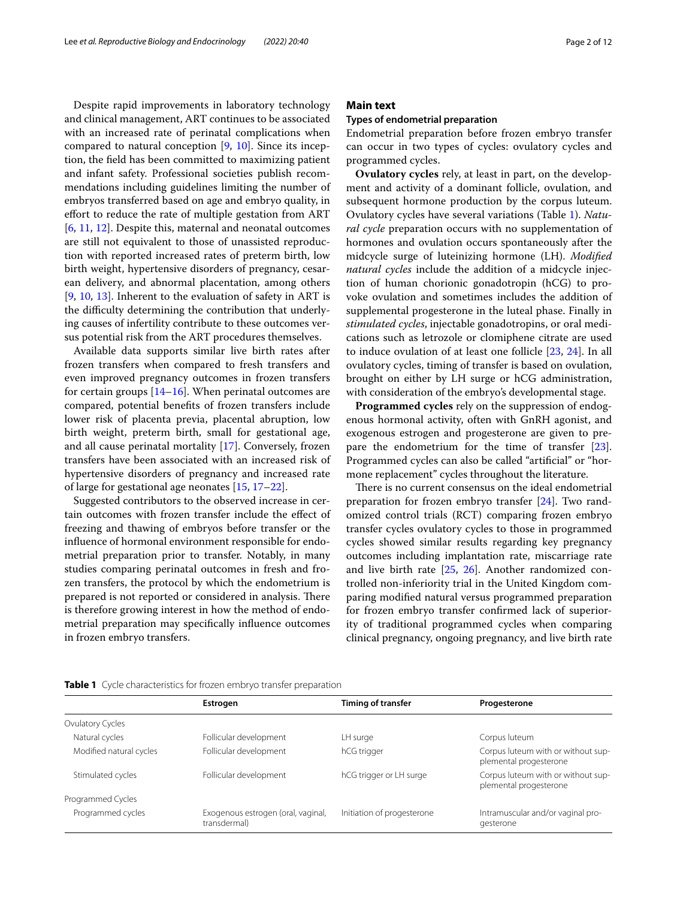Despite rapid improvements in laboratory technology and clinical management, ART continues to be associated with an increased rate of perinatal complications when compared to natural conception [9, 10]. Since its inception, the field has been committed to maximizing patient and infant safety. Professional societies publish recommendations including guidelines limiting the number of embryos transferred based on age and embryo quality, in effort to reduce the rate of multiple gestation from ART [6, 11, 12]. Despite this, maternal and neonatal outcomes are still not equivalent to those of unassisted reproduction with reported increased rates of preterm birth, low birth weight, hypertensive disorders of pregnancy, cesarean delivery, and abnormal placentation, among others [9, 10, 13]. Inherent to the evaluation of safety in ART is the difficulty determining the contribution that underlying causes of infertility contribute to these outcomes versus potential risk from the ART procedures themselves.

Available data supports similar live birth rates after frozen transfers when compared to fresh transfers and even improved pregnancy outcomes in frozen transfers for certain groups [14–16]. When perinatal outcomes are compared, potential benefits of frozen transfers include lower risk of placenta previa, placental abruption, low birth weight, preterm birth, small for gestational age, and all cause perinatal mortality [17]. Conversely, frozen transfers have been associated with an increased risk of hypertensive disorders of pregnancy and increased rate of large for gestational age neonates [15, 17–22].

Suggested contributors to the observed increase in certain outcomes with frozen transfer include the effect of freezing and thawing of embryos before transfer or the influence of hormonal environment responsible for endometrial preparation prior to transfer. Notably, in many studies comparing perinatal outcomes in fresh and frozen transfers, the protocol by which the endometrium is prepared is not reported or considered in analysis. There is therefore growing interest in how the method of endometrial preparation may specifically influence outcomes in frozen embryo transfers.

## Main text

### Types of endometrial preparation

Endometrial preparation before frozen embryo transfer can occur in two types of cycles: ovulatory cycles and programmed cycles.

**Ovulatory cycles** rely, at least in part, on the development and activity of a dominant follicle, ovulation, and subsequent hormone production by the corpus luteum. Ovulatory cycles have several variations (Table 1). *Natural cycle* preparation occurs with no supplementation of hormones and ovulation occurs spontaneously after the midcycle surge of luteinizing hormone (LH). *Modified natural cycles* include the addition of a midcycle injection of human chorionic gonadotropin (hCG) to provoke ovulation and sometimes includes the addition of supplemental progesterone in the luteal phase. Finally in *stimulated cycles*, injectable gonadotropins, or oral medications such as letrozole or clomiphene citrate are used to induce ovulation of at least one follicle [23, 24]. In all ovulatory cycles, timing of transfer is based on ovulation, brought on either by LH surge or hCG administration, with consideration of the embryo's developmental stage.

**Programmed cycles** rely on the suppression of endogenous hormonal activity, often with GnRH agonist, and exogenous estrogen and progesterone are given to prepare the endometrium for the time of transfer [23]. Programmed cycles can also be called "artificial" or "hormone replacement" cycles throughout the literature.

There is no current consensus on the ideal endometrial preparation for frozen embryo transfer [24]. Two randomized control trials (RCT) comparing frozen embryo transfer cycles ovulatory cycles to those in programmed cycles showed similar results regarding key pregnancy outcomes including implantation rate, miscarriage rate and live birth rate [25, 26]. Another randomized controlled non-inferiority trial in the United Kingdom comparing modified natural versus programmed preparation for frozen embryo transfer confirmed lack of superiority of traditional programmed cycles when comparing clinical pregnancy, ongoing pregnancy, and live birth rate

**Table 1** Cycle characteristics for frozen embryo transfer preparation

| | Estrogen | Timing of transfer | Progesterone |
|---|---|---|---|
| Ovulatory Cycles | | | |
| Natural cycles | Follicular development | LH surge | Corpus luteum |
| Modified natural cycles | Follicular development | hCG trigger | Corpus luteum with or without supplemental progesterone |
| Stimulated cycles | Follicular development | hCG trigger or LH surge | Corpus luteum with or without supplemental progesterone |
| Programmed Cycles | | | |
| Programmed cycles | Exogenous estrogen (oral, vaginal, transdermal) | Initiation of progesterone | Intramuscular and/or vaginal progesterone |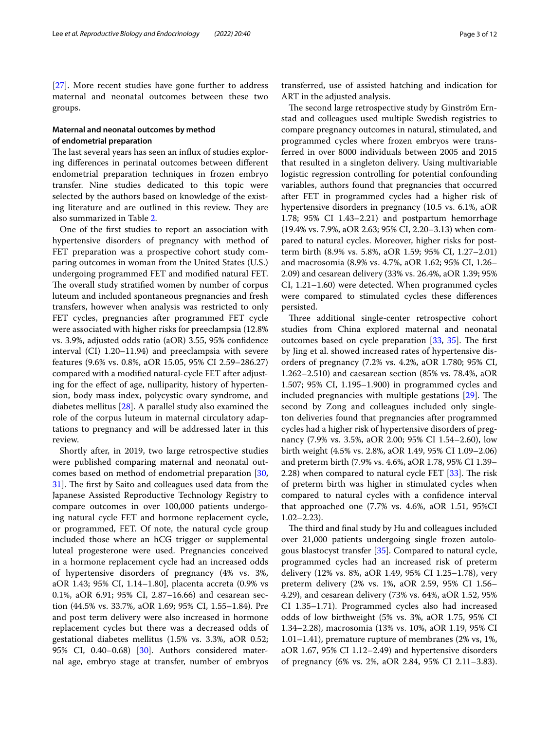[27]. More recent studies have gone further to address maternal and neonatal outcomes between these two groups.

### Maternal and neonatal outcomes by method of endometrial preparation

The last several years has seen an influx of studies exploring differences in perinatal outcomes between different endometrial preparation techniques in frozen embryo transfer. Nine studies dedicated to this topic were selected by the authors based on knowledge of the existing literature and are outlined in this review. They are also summarized in Table 2.

One of the first studies to report an association with hypertensive disorders of pregnancy with method of FET preparation was a prospective cohort study comparing outcomes in woman from the United States (U.S.) undergoing programmed FET and modified natural FET. The overall study stratified women by number of corpus luteum and included spontaneous pregnancies and fresh transfers, however when analysis was restricted to only FET cycles, pregnancies after programmed FET cycle were associated with higher risks for preeclampsia (12.8% vs. 3.9%, adjusted odds ratio (aOR) 3.55, 95% confidence interval (CI) 1.20–11.94) and preeclampsia with severe features (9.6% vs. 0.8%, aOR 15.05, 95% CI 2.59–286.27) compared with a modified natural-cycle FET after adjusting for the effect of age, nulliparity, history of hypertension, body mass index, polycystic ovary syndrome, and diabetes mellitus [28]. A parallel study also examined the role of the corpus luteum in maternal circulatory adaptations to pregnancy and will be addressed later in this review.

Shortly after, in 2019, two large retrospective studies were published comparing maternal and neonatal outcomes based on method of endometrial preparation [30, 31]. The first by Saito and colleagues used data from the Japanese Assisted Reproductive Technology Registry to compare outcomes in over 100,000 patients undergoing natural cycle FET and hormone replacement cycle, or programmed, FET. Of note, the natural cycle group included those where an hCG trigger or supplemental luteal progesterone were used. Pregnancies conceived in a hormone replacement cycle had an increased odds of hypertensive disorders of pregnancy (4% vs. 3%, aOR 1.43; 95% CI, 1.14–1.80], placenta accreta (0.9% vs 0.1%, aOR 6.91; 95% CI, 2.87–16.66) and cesarean section (44.5% vs. 33.7%, aOR 1.69; 95% CI, 1.55–1.84). Pre and post term delivery were also increased in hormone replacement cycles but there was a decreased odds of gestational diabetes mellitus (1.5% vs. 3.3%, aOR 0.52; 95% CI, 0.40–0.68) [30]. Authors considered maternal age, embryo stage at transfer, number of embryos transferred, use of assisted hatching and indication for ART in the adjusted analysis.

The second large retrospective study by Ginström Ernstad and colleagues used multiple Swedish registries to compare pregnancy outcomes in natural, stimulated, and programmed cycles where frozen embryos were transferred in over 8000 individuals between 2005 and 2015 that resulted in a singleton delivery. Using multivariable logistic regression controlling for potential confounding variables, authors found that pregnancies that occurred after FET in programmed cycles had a higher risk of hypertensive disorders in pregnancy (10.5 vs. 6.1%, aOR 1.78; 95% CI 1.43–2.21) and postpartum hemorrhage (19.4% vs. 7.9%, aOR 2.63; 95% CI, 2.20–3.13) when compared to natural cycles. Moreover, higher risks for postterm birth (8.9% vs. 5.8%, aOR 1.59; 95% CI, 1.27–2.01) and macrosomia (8.9% vs. 4.7%, aOR 1.62; 95% CI, 1.26–2.09) and cesarean delivery (33% vs. 26.4%, aOR 1.39; 95% CI, 1.21–1.60) were detected. When programmed cycles were compared to stimulated cycles these differences persisted.

Three additional single-center retrospective cohort studies from China explored maternal and neonatal outcomes based on cycle preparation [33, 35]. The first by Jing et al. showed increased rates of hypertensive disorders of pregnancy (7.2% vs. 4.2%, aOR 1.780; 95% CI, 1.262–2.510) and caesarean section (85% vs. 78.4%, aOR 1.507; 95% CI, 1.195–1.900) in programmed cycles and included pregnancies with multiple gestations [29]. The second by Zong and colleagues included only singleton deliveries found that pregnancies after programmed cycles had a higher risk of hypertensive disorders of pregnancy (7.9% vs. 3.5%, aOR 2.00; 95% CI 1.54–2.60), low birth weight (4.5% vs. 2.8%, aOR 1.49, 95% CI 1.09–2.06) and preterm birth (7.9% vs. 4.6%, aOR 1.78, 95% CI 1.39–2.28) when compared to natural cycle FET [33]. The risk of preterm birth was higher in stimulated cycles when compared to natural cycles with a confidence interval that approached one (7.7% vs. 4.6%, aOR 1.51, 95%CI 1.02–2.23).

The third and final study by Hu and colleagues included over 21,000 patients undergoing single frozen autologous blastocyst transfer [35]. Compared to natural cycle, programmed cycles had an increased risk of preterm delivery (12% vs. 8%, aOR 1.49, 95% CI 1.25–1.78), very preterm delivery (2% vs. 1%, aOR 2.59, 95% CI 1.56–4.29), and cesarean delivery (73% vs. 64%, aOR 1.52, 95% CI 1.35–1.71). Programmed cycles also had increased odds of low birthweight (5% vs. 3%, aOR 1.75, 95% CI 1.34–2.28), macrosomia (13% vs. 10%, aOR 1.19, 95% CI 1.01–1.41), premature rupture of membranes (2% vs, 1%, aOR 1.67, 95% CI 1.12–2.49) and hypertensive disorders of pregnancy (6% vs. 2%, aOR 2.84, 95% CI 2.11–3.83).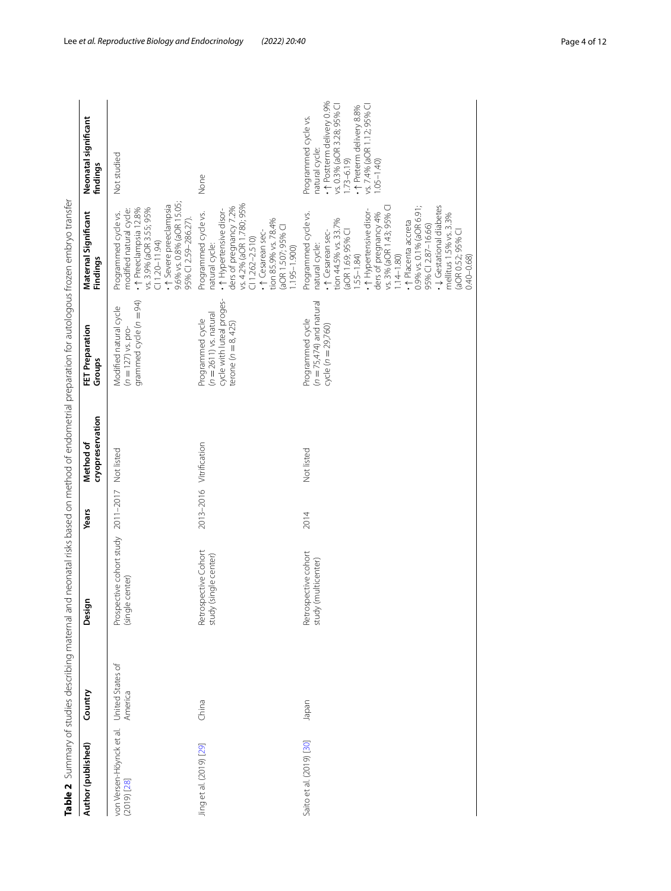**Table 2** Summary of studies describing maternal and neonatal risks based on method of endometrial preparation for autologous frozen embryo transfer

| Author (published) | Country | Design | Years | Method of cryopreservation | FET Preparation Groups | Maternal Significant Findings | Neonatal significant findings |
|---|---|---|---|---|---|---|---|
| von Versen-Höynck et al. (2019) [28] | United States of America | Prospective cohort study (single center) | 2011–2017 | Not listed | Modified natural cycle ($n$ = 127) vs. programmed cycle ($n$ = 94) | Programmed cycle vs. modified natural cycle: • ↑ Preeclampsia 12.8% vs. 3.9% (aOR 3.55; 95% CI 1.20–11.94) • ↑ Severe preeclampsia 9.6% vs. 0.8% (aOR 15.05; 95% CI 2.59–286.27). | Not studied |
| Jing et al. (2019) [29] | China | Retrospective Cohort study (single center) | 2013–2016 | Vitrification | Programmed cycle ($n$ = 2611) vs. natural cycle with luteal progesterone ($n$ = 8, 425) | Programmed cycle vs. natural cycle: • ↑ Hypertensive disorders of pregnancy 7.2% vs. 4.2% (aOR 1.780; 95% CI 1.262–2.510) • ↑ Cesarean section 85.9% vs. 78.4% (aOR 1.507; 95% CI 1.195–1.900) | None |
| Saito et al. (2019) [30] | Japan | Retrospective cohort study (multicenter) | 2014 | Not listed | Programmed cycle ($n$ = 75,474) and natural cycle ($n$ = 29,760) | Programmed cycle vs. natural cycle: • ↑ Cesarean section 44.5% vs. 33.7% (aOR 1.69; 95% CI 1.55–1.84) • ↑ Hypertensive disorders of pregnancy 4% vs. 3% (aOR 1.43; 95% CI 1.14–1.80) • ↑ Placenta accreta 0.9% vs. 0.1% (aOR 6.91; 95% CI 2.87–16.66) • ↓ Gestational diabetes mellitus 1.5% vs. 3.3% (aOR 0.52; 95% CI 0.40–0.68) | Programmed cycle vs. natural cycle: • ↑ Postterm delivery 0.9% vs. 0.3% (aOR 3.28; 95% CI 1.73–6.19) • ↑ Preterm delivery 8.8% vs. 7.4% (aOR 1.12; 95% CI 1.05–1.40) |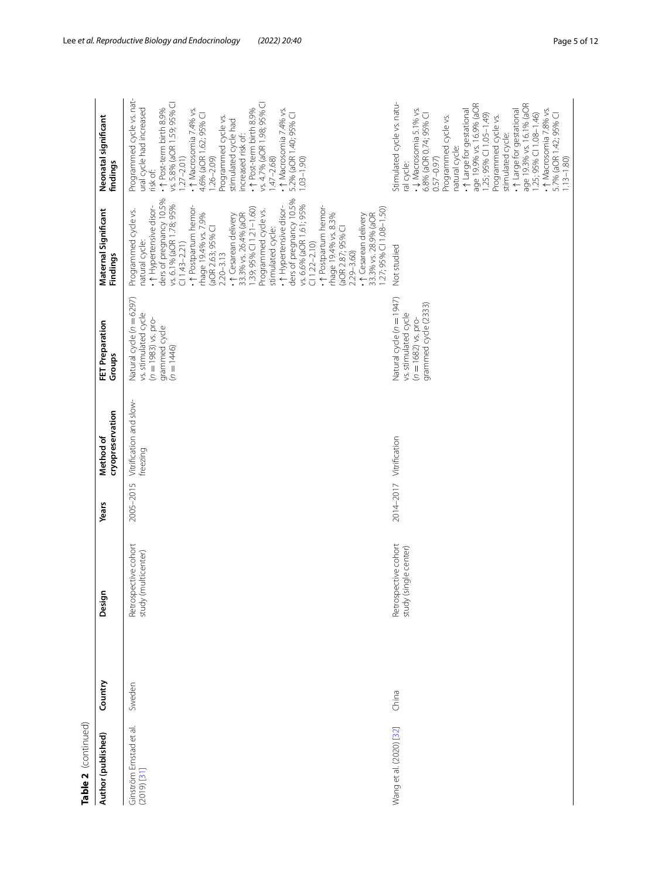**Table 2** (continued)

| Author (published) | Country | Design | Years | Method of cryopreservation | FET Preparation Groups | Maternal Significant Findings | Neonatal significant findings |
|---|---|---|---|---|---|---|---|
| Ginström Ernstad et al. (2019) [31] | Sweden | Retrospective cohort study (multicenter) | 2005–2015 | Vitrification and slow-freezing | Natural cycle (*n* = 6297) vs. stimulated cycle (*n* = 1983) vs. programmed cycle (*n* = 1446) | Programmed cycle vs. natural cycle: • ↑ Hypertensive disorders of pregnancy 10.5% vs. 6.1% (aOR 1.78; 95% CI 1.43–2.21) • ↑ Postpartum hemorrhage 19.4% vs. 7.9% (aOR 2.63; 95% CI 2.20–3.13 • ↑ Cesarean delivery 33.3% vs. 26.4% (aOR 1.39; 95% CI 1.21–1.60) Programmed cycle vs. stimulated cycle: • ↑ Hypertensive disorders of pregnancy 10.5% vs. 6.6% (aOR 1.61; 95% CI 1.22–2.10) • ↑ Postpartum hemorrhage 19.4% vs. 8.3% (aOR 2.87; 95% CI 2.29–3.60) • ↑ Cesarean delivery 33.3% vs. 28.9% (aOR 1.27; 95% CI 1.08–1.50) | Programmed cycle vs. natural cycle had increased risk of: • ↑ Post-term birth 8.9% vs. 5.8% (aOR 1.59; 95% CI 1.27–2.01) • ↑ Macrosomia 7.4% vs. 4.6% (aOR 1.62; 95% CI 1.26–2.09) Programmed cycle vs. stimulated cycle had increased risk of: • ↑ Post-term birth 8.9% vs. 4.7% (aOR 1.98; 95% CI 1.47–2.68) • ↑ Macrosomia 7.4% vs. 5.2% (aOR 1.40; 95% CI 1.03–1.90) |
| Wang et al. (2020) [32] | China | Retrospective cohort study (single center) | 2014–2017 | Vitrification | Natural cycle (*n* = 1947) vs. stimulated cycle (*n* = 1682) vs. programmed cycle (2333) | Not studied | Stimulated cycle vs. natural cycle: • ↓ Macrosomia 5.1% vs. 6.8% (aOR 0.74; 95% CI 0.57–0.97) Programmed cycle vs. natural cycle: • ↑ Large for gestational age 19.9% vs. 16.9% (aOR 1.25; 95% CI 1.05–1.49) Programmed cycle vs. stimulated cycle: • ↑ Large for gestational age 19.3% vs. 16.1% (aOR 1.25; 95% CI 1.08–1.46) • ↑ Macrosomia 7.8% vs. 5.7% (aOR 1.42; 95% CI 1.13–1.80) |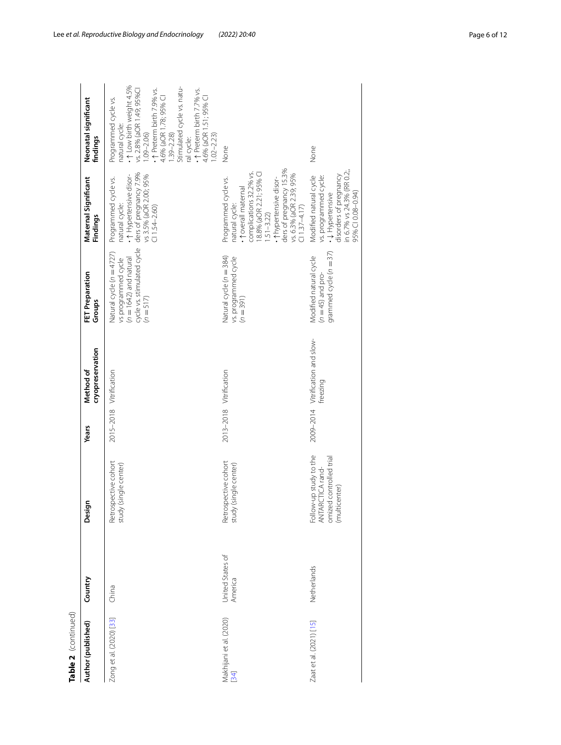**Table 2** (continued)

| Author (published) | Country | Design | Years | Method of cryopreservation | FET Preparation Groups | Maternal Significant Findings | Neonatal significant findings |
|---|---|---|---|---|---|---|---|
| Zong et al. (2020) [33] | China | Retrospective cohort study (single center) | 2015–2018 | Vitrification | Natural cycle ($n = 4727$) vs programmed cycle ($n = 1642$) and natural cycle vs. stimulated cycle ($n = 517$) | Programmed cycle vs. natural cycle:<br>• ↑ Hypertensive disorders of pregnancy 7.9% vs 3.5% (aOR 2.00; 95% CI 1.54–2.60) | Programmed cycle vs. natural cycle:<br>• ↑ Low birth weight 4.5% vs. 2.8% (aOR 1.49; 95%CI 1.09–2.06)<br>• ↑ Preterm birth 7.9% vs. 4.6% (aOR 1.78; 95% CI 1.39–2.28)<br>Stimulated cycle vs. natural cycle:<br>• ↑ Preterm birth 7.7% vs. 4.6% (aOR 1.51; 95% CI 1.02–2.23) |
| Makhijani et al. (2020) [34] | United States of America | Retrospective cohort study (single center) | 2013–2018 | Vitrification | Natural cycle ($n = 384$) vs. programmed cycle ($n = 391$) | Programmed cycle vs. natural cycle:<br>• ↑ overall maternal complications 32.2% vs. 18.8% (aOR 2.21; 95% CI 1.51–3.22)<br>• ↑ hypertensive disorders of pregnancy 15.3% vs. 6.3% (aOR 2.39; 95% CI 1.37–4.17) | None |
| Zaat et al. (2021) [15] | Netherlands | Follow-up study to the ANTARCTICA randomized controlled trial (multicenter) | 2009–2014 | Vitrification and slow-freezing | Modified natural cycle ($n = 45$) and programmed cycle ($n = 37$) | Modified natural cycle vs. programmed cycle:<br>• ↓ Hypertensive disorders of pregnancy in 6.7% vs 24.3% (RR 0.2,; 95% CI 0.08–0.94) | None |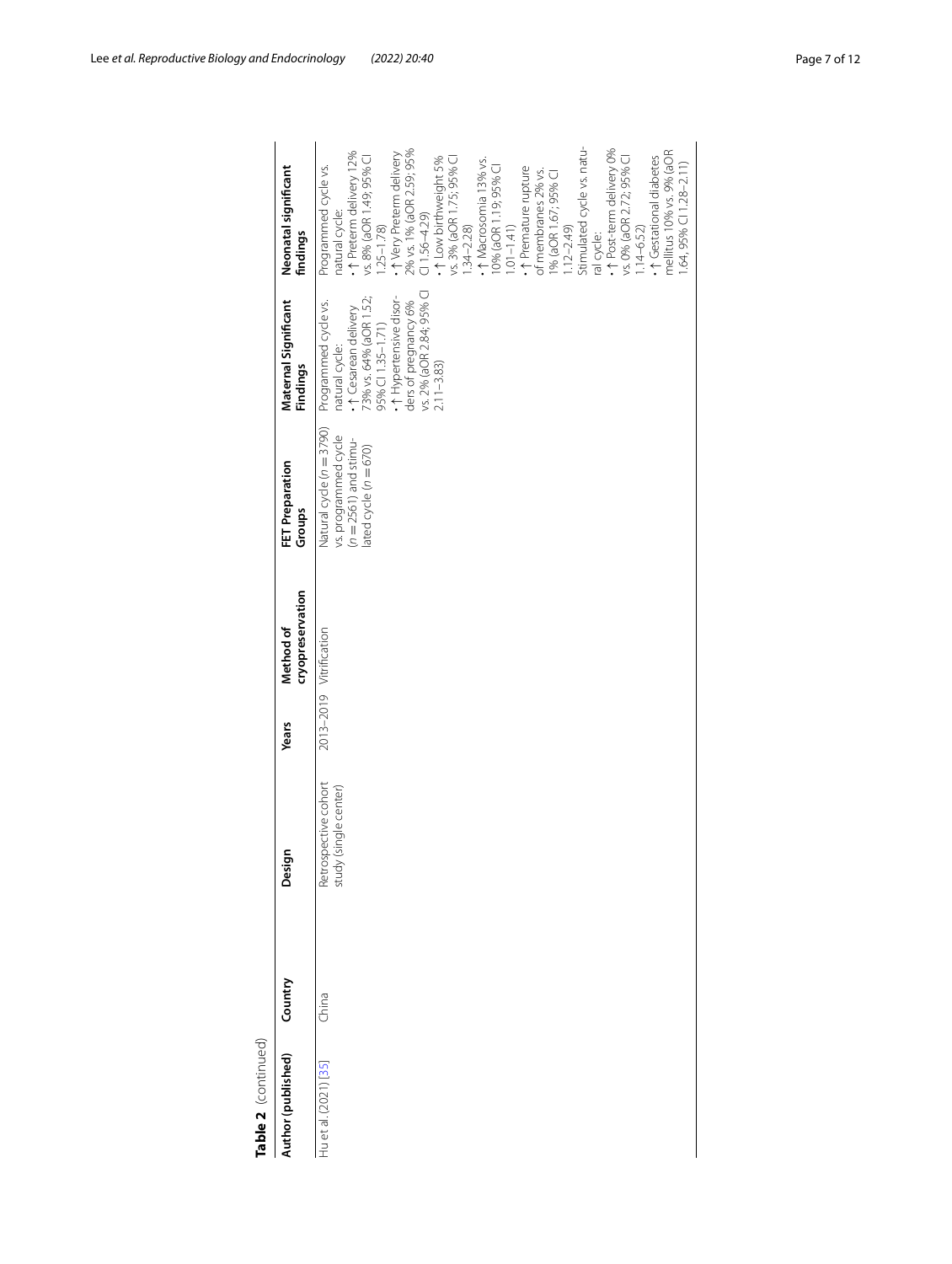**Table 2** (continued)

| Author (published) | Country | Design | Years | Method of cryopreservation | FET Preparation Groups | Maternal Significant Findings | Neonatal significant findings |
|---|---|---|---|---|---|---|---|
| Hu et al. (2021) [35] | China | Retrospective cohort study (single center) | 2013–2019 | Vitrification | Natural cycle (n = 3790) vs. programmed cycle (n = 2561) and stimulated cycle (n = 670) | Programmed cycle vs. natural cycle:<br>• ↑ Cesarean delivery 73% vs. 64% (aOR 1.52; 95% CI 1.35–1.71)<br>• ↑ Hypertensive disorders of pregnancy 6% vs. 2% (aOR 2.84; 95% CI 2.11–3.83) | Programmed cycle vs. natural cycle:<br>• ↑ Preterm delivery 12% vs. 8% (aOR 1.49; 95% CI 1.25–1.78)<br>• ↑ Very Preterm delivery 2% vs. 1% (aOR 2.59; 95% CI 1.56–4.29)<br>• ↑ Low birthweight 5% vs. 3% (aOR 1.75; 95% CI 1.34–2.28)<br>• ↑ Macrosomia 13% vs. 10% (aOR 1.19; 95% CI 1.01–1.41)<br>• ↑ Premature rupture of membranes 2% vs. 1% (aOR 1.67; 95% CI 1.12–2.49)<br>Stimulated cycle vs. natural cycle:<br>• ↑ Post-term delivery 0% vs. 0% (aOR 2.72; 95% CI 1.14–6.52)<br>• ↑ Gestational diabetes mellitus 10% vs. 9% (aOR 1.64, 95% CI 1.28–2.11) |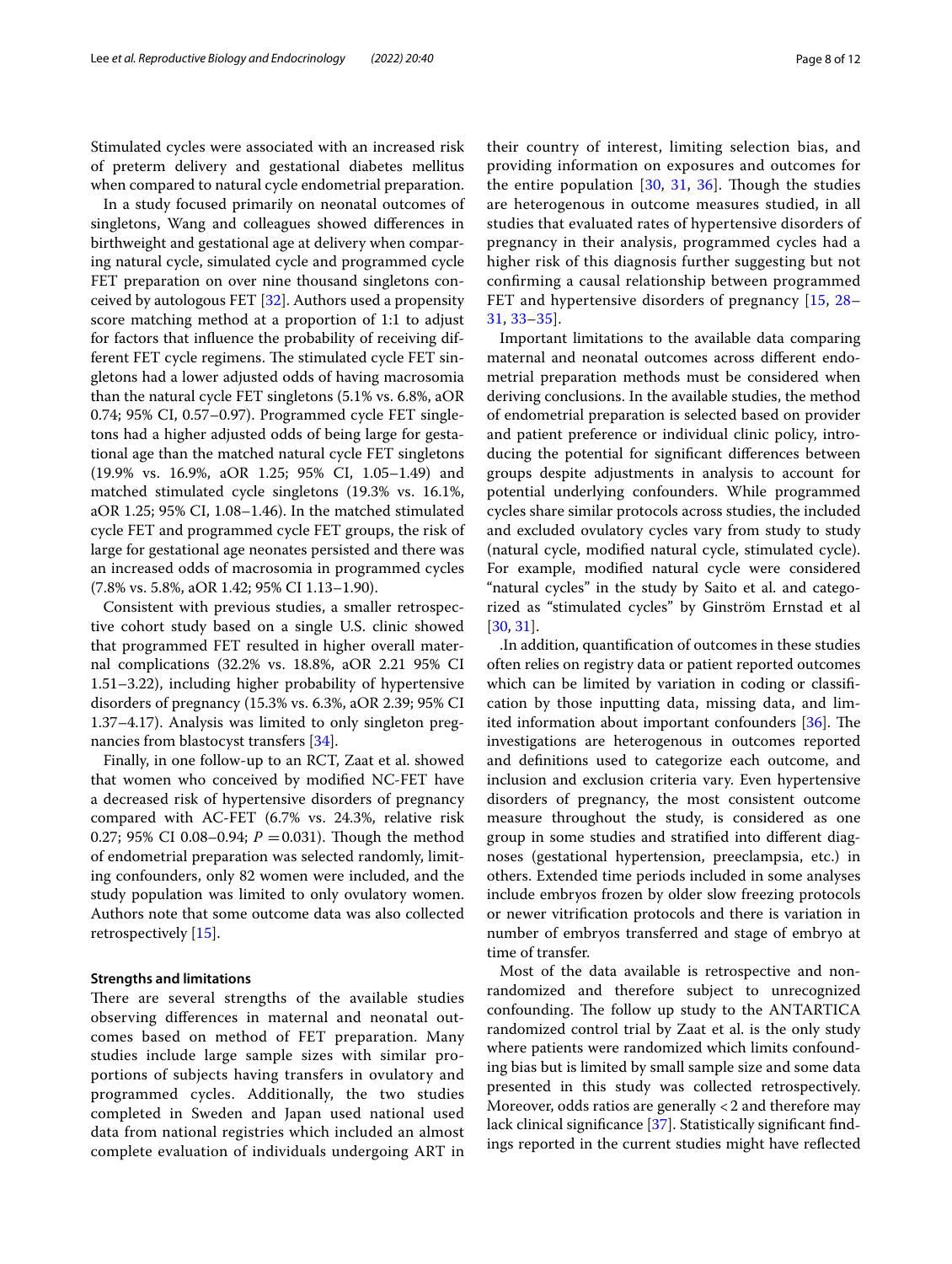Stimulated cycles were associated with an increased risk of preterm delivery and gestational diabetes mellitus when compared to natural cycle endometrial preparation.

In a study focused primarily on neonatal outcomes of singletons, Wang and colleagues showed differences in birthweight and gestational age at delivery when comparing natural cycle, simulated cycle and programmed cycle FET preparation on over nine thousand singletons conceived by autologous FET [32]. Authors used a propensity score matching method at a proportion of 1:1 to adjust for factors that influence the probability of receiving different FET cycle regimens. The stimulated cycle FET singletons had a lower adjusted odds of having macrosomia than the natural cycle FET singletons (5.1% vs. 6.8%, aOR 0.74; 95% CI, 0.57–0.97). Programmed cycle FET singletons had a higher adjusted odds of being large for gestational age than the matched natural cycle FET singletons (19.9% vs. 16.9%, aOR 1.25; 95% CI, 1.05–1.49) and matched stimulated cycle singletons (19.3% vs. 16.1%, aOR 1.25; 95% CI, 1.08–1.46). In the matched stimulated cycle FET and programmed cycle FET groups, the risk of large for gestational age neonates persisted and there was an increased odds of macrosomia in programmed cycles (7.8% vs. 5.8%, aOR 1.42; 95% CI 1.13–1.90).

Consistent with previous studies, a smaller retrospective cohort study based on a single U.S. clinic showed that programmed FET resulted in higher overall maternal complications (32.2% vs. 18.8%, aOR 2.21 95% CI 1.51–3.22), including higher probability of hypertensive disorders of pregnancy (15.3% vs. 6.3%, aOR 2.39; 95% CI 1.37–4.17). Analysis was limited to only singleton pregnancies from blastocyst transfers [34].

Finally, in one follow-up to an RCT, Zaat et al. showed that women who conceived by modified NC-FET have a decreased risk of hypertensive disorders of pregnancy compared with AC-FET (6.7% vs. 24.3%, relative risk 0.27; 95% CI 0.08–0.94; $P = 0.031$). Though the method of endometrial preparation was selected randomly, limiting confounders, only 82 women were included, and the study population was limited to only ovulatory women. Authors note that some outcome data was also collected retrospectively [15].

### Strengths and limitations

There are several strengths of the available studies observing differences in maternal and neonatal outcomes based on method of FET preparation. Many studies include large sample sizes with similar proportions of subjects having transfers in ovulatory and programmed cycles. Additionally, the two studies completed in Sweden and Japan used national used data from national registries which included an almost complete evaluation of individuals undergoing ART in their country of interest, limiting selection bias, and providing information on exposures and outcomes for the entire population [30, 31, 36]. Though the studies are heterogenous in outcome measures studied, in all studies that evaluated rates of hypertensive disorders of pregnancy in their analysis, programmed cycles had a higher risk of this diagnosis further suggesting but not confirming a causal relationship between programmed FET and hypertensive disorders of pregnancy [15, 28–31, 33–35].

Important limitations to the available data comparing maternal and neonatal outcomes across different endometrial preparation methods must be considered when deriving conclusions. In the available studies, the method of endometrial preparation is selected based on provider and patient preference or individual clinic policy, introducing the potential for significant differences between groups despite adjustments in analysis to account for potential underlying confounders. While programmed cycles share similar protocols across studies, the included and excluded ovulatory cycles vary from study to study (natural cycle, modified natural cycle, stimulated cycle). For example, modified natural cycle were considered "natural cycles" in the study by Saito et al. and categorized as "stimulated cycles" by Ginström Ernstad et al [30, 31].

.In addition, quantification of outcomes in these studies often relies on registry data or patient reported outcomes which can be limited by variation in coding or classification by those inputting data, missing data, and limited information about important confounders [36]. The investigations are heterogenous in outcomes reported and definitions used to categorize each outcome, and inclusion and exclusion criteria vary. Even hypertensive disorders of pregnancy, the most consistent outcome measure throughout the study, is considered as one group in some studies and stratified into different diagnoses (gestational hypertension, preeclampsia, etc.) in others. Extended time periods included in some analyses include embryos frozen by older slow freezing protocols or newer vitrification protocols and there is variation in number of embryos transferred and stage of embryo at time of transfer.

Most of the data available is retrospective and non-randomized and therefore subject to unrecognized confounding. The follow up study to the ANTARTICA randomized control trial by Zaat et al. is the only study where patients were randomized which limits confounding bias but is limited by small sample size and some data presented in this study was collected retrospectively. Moreover, odds ratios are generally <2 and therefore may lack clinical significance [37]. Statistically significant findings reported in the current studies might have reflected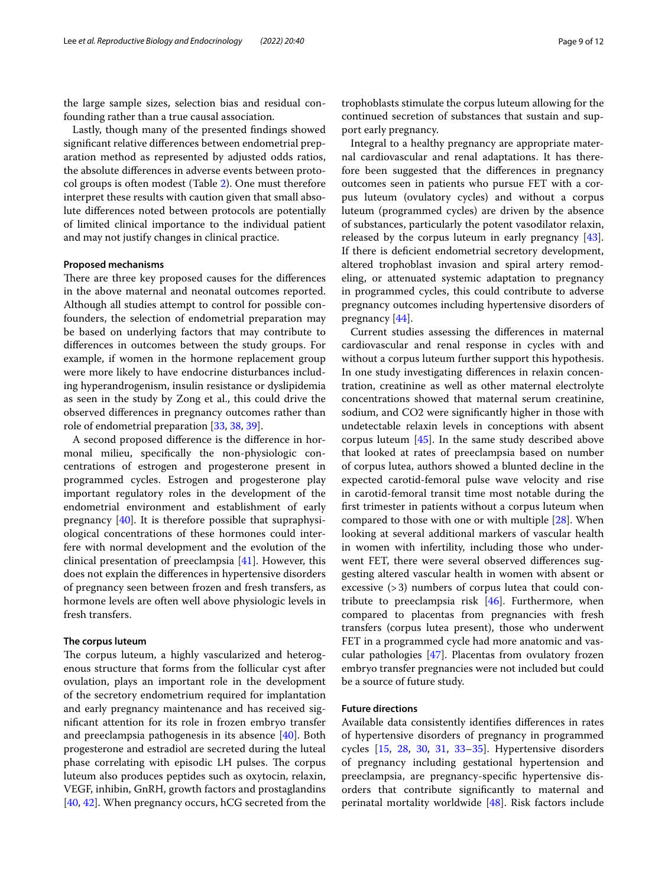the large sample sizes, selection bias and residual confounding rather than a true causal association.

Lastly, though many of the presented findings showed significant relative differences between endometrial preparation method as represented by adjusted odds ratios, the absolute differences in adverse events between protocol groups is often modest (Table 2). One must therefore interpret these results with caution given that small absolute differences noted between protocols are potentially of limited clinical importance to the individual patient and may not justify changes in clinical practice.

### Proposed mechanisms

There are three key proposed causes for the differences in the above maternal and neonatal outcomes reported. Although all studies attempt to control for possible confounders, the selection of endometrial preparation may be based on underlying factors that may contribute to differences in outcomes between the study groups. For example, if women in the hormone replacement group were more likely to have endocrine disturbances including hyperandrogenism, insulin resistance or dyslipidemia as seen in the study by Zong et al., this could drive the observed differences in pregnancy outcomes rather than role of endometrial preparation [33, 38, 39].

A second proposed difference is the difference in hormonal milieu, specifically the non-physiologic concentrations of estrogen and progesterone present in programmed cycles. Estrogen and progesterone play important regulatory roles in the development of the endometrial environment and establishment of early pregnancy [40]. It is therefore possible that supraphysiological concentrations of these hormones could interfere with normal development and the evolution of the clinical presentation of preeclampsia [41]. However, this does not explain the differences in hypertensive disorders of pregnancy seen between frozen and fresh transfers, as hormone levels are often well above physiologic levels in fresh transfers.

### The corpus luteum

The corpus luteum, a highly vascularized and heterogenous structure that forms from the follicular cyst after ovulation, plays an important role in the development of the secretory endometrium required for implantation and early pregnancy maintenance and has received significant attention for its role in frozen embryo transfer and preeclampsia pathogenesis in its absence [40]. Both progesterone and estradiol are secreted during the luteal phase correlating with episodic LH pulses. The corpus luteum also produces peptides such as oxytocin, relaxin, VEGF, inhibin, GnRH, growth factors and prostaglandins [40, 42]. When pregnancy occurs, hCG secreted from the trophoblasts stimulate the corpus luteum allowing for the continued secretion of substances that sustain and support early pregnancy.

Integral to a healthy pregnancy are appropriate maternal cardiovascular and renal adaptations. It has therefore been suggested that the differences in pregnancy outcomes seen in patients who pursue FET with a corpus luteum (ovulatory cycles) and without a corpus luteum (programmed cycles) are driven by the absence of substances, particularly the potent vasodilator relaxin, released by the corpus luteum in early pregnancy [43]. If there is deficient endometrial secretory development, altered trophoblast invasion and spiral artery remodeling, or attenuated systemic adaptation to pregnancy in programmed cycles, this could contribute to adverse pregnancy outcomes including hypertensive disorders of pregnancy [44].

Current studies assessing the differences in maternal cardiovascular and renal response in cycles with and without a corpus luteum further support this hypothesis. In one study investigating differences in relaxin concentration, creatinine as well as other maternal electrolyte concentrations showed that maternal serum creatinine, sodium, and CO2 were significantly higher in those with undetectable relaxin levels in conceptions with absent corpus luteum [45]. In the same study described above that looked at rates of preeclampsia based on number of corpus lutea, authors showed a blunted decline in the expected carotid-femoral pulse wave velocity and rise in carotid-femoral transit time most notable during the first trimester in patients without a corpus luteum when compared to those with one or with multiple [28]. When looking at several additional markers of vascular health in women with infertility, including those who underwent FET, there were several observed differences suggesting altered vascular health in women with absent or excessive (>3) numbers of corpus lutea that could contribute to preeclampsia risk [46]. Furthermore, when compared to placentas from pregnancies with fresh transfers (corpus lutea present), those who underwent FET in a programmed cycle had more anatomic and vascular pathologies [47]. Placentas from ovulatory frozen embryo transfer pregnancies were not included but could be a source of future study.

### Future directions

Available data consistently identifies differences in rates of hypertensive disorders of pregnancy in programmed cycles [15, 28, 30, 31, 33–35]. Hypertensive disorders of pregnancy including gestational hypertension and preeclampsia, are pregnancy-specific hypertensive disorders that contribute significantly to maternal and perinatal mortality worldwide [48]. Risk factors include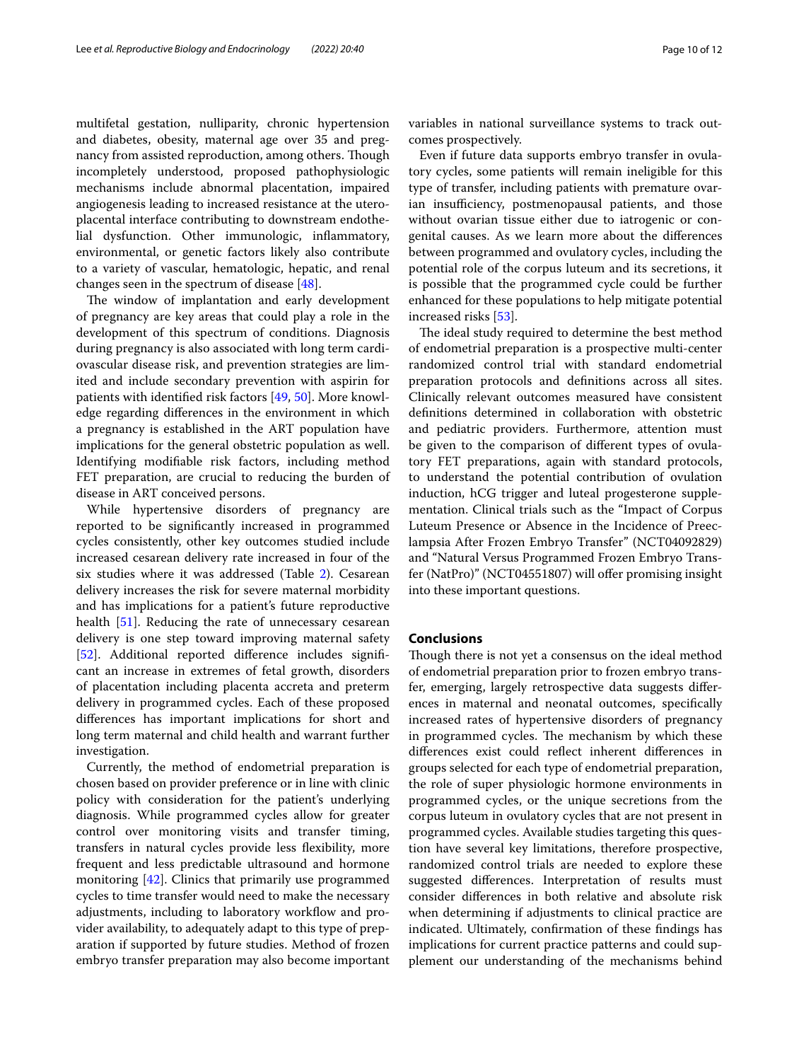multifetal gestation, nulliparity, chronic hypertension and diabetes, obesity, maternal age over 35 and pregnancy from assisted reproduction, among others. Though incompletely understood, proposed pathophysiologic mechanisms include abnormal placentation, impaired angiogenesis leading to increased resistance at the utero-placental interface contributing to downstream endothelial dysfunction. Other immunologic, inflammatory, environmental, or genetic factors likely also contribute to a variety of vascular, hematologic, hepatic, and renal changes seen in the spectrum of disease [48].

The window of implantation and early development of pregnancy are key areas that could play a role in the development of this spectrum of conditions. Diagnosis during pregnancy is also associated with long term cardiovascular disease risk, and prevention strategies are limited and include secondary prevention with aspirin for patients with identified risk factors [49, 50]. More knowledge regarding differences in the environment in which a pregnancy is established in the ART population have implications for the general obstetric population as well. Identifying modifiable risk factors, including method FET preparation, are crucial to reducing the burden of disease in ART conceived persons.

While hypertensive disorders of pregnancy are reported to be significantly increased in programmed cycles consistently, other key outcomes studied include increased cesarean delivery rate increased in four of the six studies where it was addressed (Table 2). Cesarean delivery increases the risk for severe maternal morbidity and has implications for a patient's future reproductive health [51]. Reducing the rate of unnecessary cesarean delivery is one step toward improving maternal safety [52]. Additional reported difference includes significant an increase in extremes of fetal growth, disorders of placentation including placenta accreta and preterm delivery in programmed cycles. Each of these proposed differences has important implications for short and long term maternal and child health and warrant further investigation.

Currently, the method of endometrial preparation is chosen based on provider preference or in line with clinic policy with consideration for the patient's underlying diagnosis. While programmed cycles allow for greater control over monitoring visits and transfer timing, transfers in natural cycles provide less flexibility, more frequent and less predictable ultrasound and hormone monitoring [42]. Clinics that primarily use programmed cycles to time transfer would need to make the necessary adjustments, including to laboratory workflow and provider availability, to adequately adapt to this type of preparation if supported by future studies. Method of frozen embryo transfer preparation may also become important variables in national surveillance systems to track outcomes prospectively.

Even if future data supports embryo transfer in ovulatory cycles, some patients will remain ineligible for this type of transfer, including patients with premature ovarian insufficiency, postmenopausal patients, and those without ovarian tissue either due to iatrogenic or congenital causes. As we learn more about the differences between programmed and ovulatory cycles, including the potential role of the corpus luteum and its secretions, it is possible that the programmed cycle could be further enhanced for these populations to help mitigate potential increased risks [53].

The ideal study required to determine the best method of endometrial preparation is a prospective multi-center randomized control trial with standard endometrial preparation protocols and definitions across all sites. Clinically relevant outcomes measured have consistent definitions determined in collaboration with obstetric and pediatric providers. Furthermore, attention must be given to the comparison of different types of ovulatory FET preparations, again with standard protocols, to understand the potential contribution of ovulation induction, hCG trigger and luteal progesterone supplementation. Clinical trials such as the "Impact of Corpus Luteum Presence or Absence in the Incidence of Preeclampsia After Frozen Embryo Transfer" (NCT04092829) and "Natural Versus Programmed Frozen Embryo Transfer (NatPro)" (NCT04551807) will offer promising insight into these important questions.

## Conclusions

Though there is not yet a consensus on the ideal method of endometrial preparation prior to frozen embryo transfer, emerging, largely retrospective data suggests differences in maternal and neonatal outcomes, specifically increased rates of hypertensive disorders of pregnancy in programmed cycles. The mechanism by which these differences exist could reflect inherent differences in groups selected for each type of endometrial preparation, the role of super physiologic hormone environments in programmed cycles, or the unique secretions from the corpus luteum in ovulatory cycles that are not present in programmed cycles. Available studies targeting this question have several key limitations, therefore prospective, randomized control trials are needed to explore these suggested differences. Interpretation of results must consider differences in both relative and absolute risk when determining if adjustments to clinical practice are indicated. Ultimately, confirmation of these findings has implications for current practice patterns and could supplement our understanding of the mechanisms behind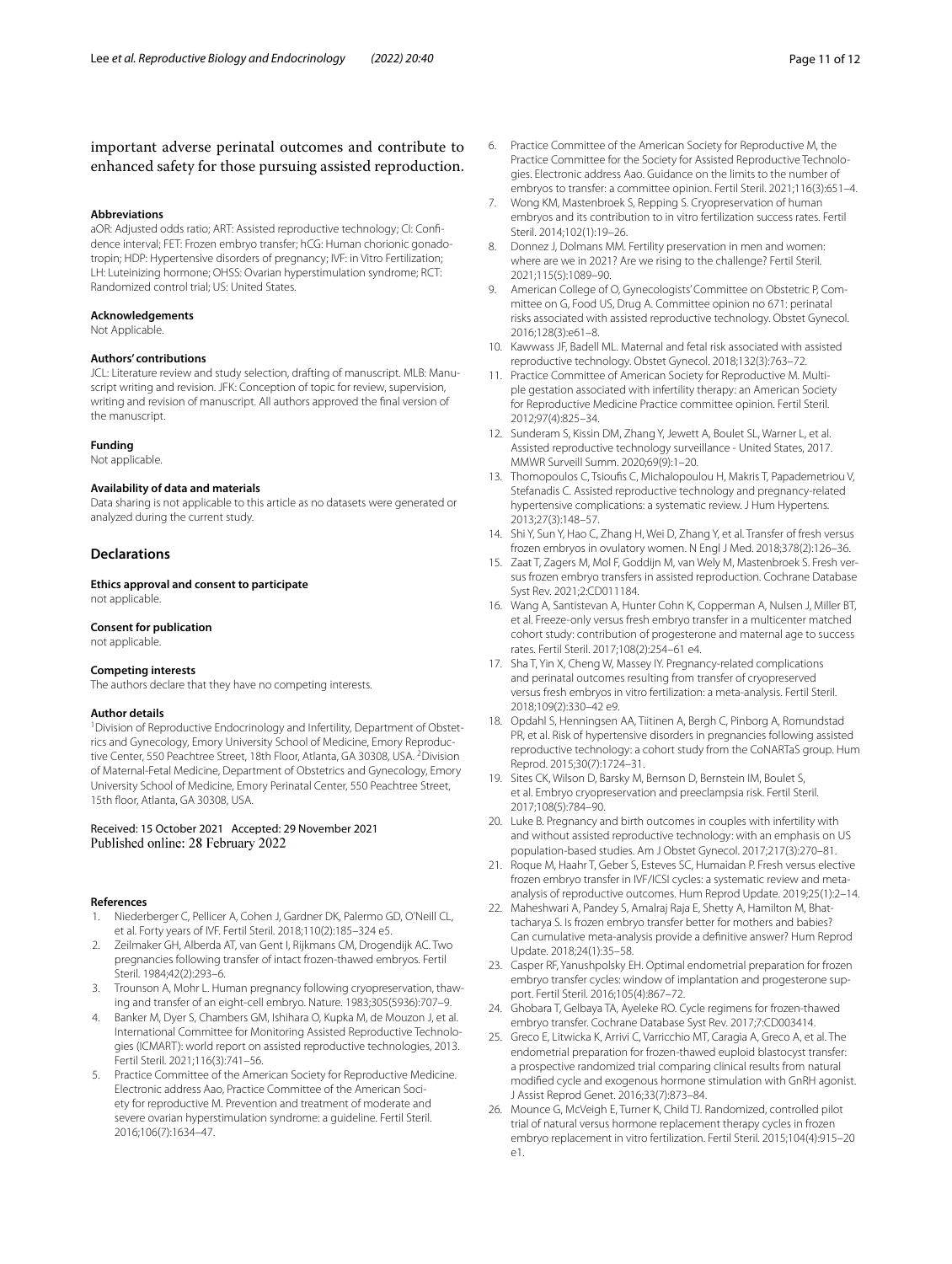important adverse perinatal outcomes and contribute to enhanced safety for those pursuing assisted reproduction.

#### Abbreviations

aOR: Adjusted odds ratio; ART: Assisted reproductive technology; CI: Confidence interval; FET: Frozen embryo transfer; hCG: Human chorionic gonadotropin; HDP: Hypertensive disorders of pregnancy; IVF: in Vitro Fertilization; LH: Luteinizing hormone; OHSS: Ovarian hyperstimulation syndrome; RCT: Randomized control trial; US: United States.

#### Acknowledgements

Not Applicable.

#### Authors' contributions

JCL: Literature review and study selection, drafting of manuscript. MLB: Manuscript writing and revision. JFK: Conception of topic for review, supervision, writing and revision of manuscript. All authors approved the final version of the manuscript.

#### Funding

Not applicable.

#### Availability of data and materials

Data sharing is not applicable to this article as no datasets were generated or analyzed during the current study.

## Declarations

#### Ethics approval and consent to participate

not applicable.

#### Consent for publication

not applicable.

#### Competing interests

The authors declare that they have no competing interests.

#### Author details

[1]Division of Reproductive Endocrinology and Infertility, Department of Obstetrics and Gynecology, Emory University School of Medicine, Emory Reproductive Center, 550 Peachtree Street, 18th Floor, Atlanta, GA 30308, USA. [2]Division of Maternal-Fetal Medicine, Department of Obstetrics and Gynecology, Emory University School of Medicine, Emory Perinatal Center, 550 Peachtree Street, 15th floor, Atlanta, GA 30308, USA.

Received: 15 October 2021 Accepted: 29 November 2021
Published online: 28 February 2022

#### References

1. Niederberger C, Pellicer A, Cohen J, Gardner DK, Palermo GD, O'Neill CL, et al. Forty years of IVF. Fertil Steril. 2018;110(2):185–324 e5.
2. Zeilmaker GH, Alberda AT, van Gent I, Rijkmans CM, Drogendijk AC. Two pregnancies following transfer of intact frozen-thawed embryos. Fertil Steril. 1984;42(2):293–6.
3. Trounson A, Mohr L. Human pregnancy following cryopreservation, thawing and transfer of an eight-cell embryo. Nature. 1983;305(5936):707–9.
4. Banker M, Dyer S, Chambers GM, Ishihara O, Kupka M, de Mouzon J, et al. International Committee for Monitoring Assisted Reproductive Technologies (ICMART): world report on assisted reproductive technologies, 2013. Fertil Steril. 2021;116(3):741–56.
5. Practice Committee of the American Society for Reproductive Medicine. Electronic address Aao, Practice Committee of the American Society for reproductive M. Prevention and treatment of moderate and severe ovarian hyperstimulation syndrome: a guideline. Fertil Steril. 2016;106(7):1634–47.
6. Practice Committee of the American Society for Reproductive M, the Practice Committee for the Society for Assisted Reproductive Technologies. Electronic address Aao. Guidance on the limits to the number of embryos to transfer: a committee opinion. Fertil Steril. 2021;116(3):651–4.
7. Wong KM, Mastenbroek S, Repping S. Cryopreservation of human embryos and its contribution to in vitro fertilization success rates. Fertil Steril. 2014;102(1):19–26.
8. Donnez J, Dolmans MM. Fertility preservation in men and women: where are we in 2021? Are we rising to the challenge? Fertil Steril. 2021;115(5):1089–90.
9. American College of O, Gynecologists' Committee on Obstetric P, Committee on G, Food US, Drug A. Committee opinion no 671: perinatal risks associated with assisted reproductive technology. Obstet Gynecol. 2016;128(3):e61–8.
10. Kawwass JF, Badell ML. Maternal and fetal risk associated with assisted reproductive technology. Obstet Gynecol. 2018;132(3):763–72.
11. Practice Committee of American Society for Reproductive M. Multiple gestation associated with infertility therapy: an American Society for Reproductive Medicine Practice committee opinion. Fertil Steril. 2012;97(4):825–34.
12. Sunderam S, Kissin DM, Zhang Y, Jewett A, Boulet SL, Warner L, et al. Assisted reproductive technology surveillance - United States, 2017. MMWR Surveill Summ. 2020;69(9):1–20.
13. Thomopoulos C, Tsioufis C, Michalopoulou H, Makris T, Papademetriou V, Stefanadis C. Assisted reproductive technology and pregnancy-related hypertensive complications: a systematic review. J Hum Hypertens. 2013;27(3):148–57.
14. Shi Y, Sun Y, Hao C, Zhang H, Wei D, Zhang Y, et al. Transfer of fresh versus frozen embryos in ovulatory women. N Engl J Med. 2018;378(2):126–36.
15. Zaat T, Zagers M, Mol F, Goddijn M, van Wely M, Mastenbroek S. Fresh versus frozen embryo transfers in assisted reproduction. Cochrane Database Syst Rev. 2021;2:CD011184.
16. Wang A, Santistevan A, Hunter Cohn K, Copperman A, Nulsen J, Miller BT, et al. Freeze-only versus fresh embryo transfer in a multicenter matched cohort study: contribution of progesterone and maternal age to success rates. Fertil Steril. 2017;108(2):254–61 e4.
17. Sha T, Yin X, Cheng W, Massey IY. Pregnancy-related complications and perinatal outcomes resulting from transfer of cryopreserved versus fresh embryos in vitro fertilization: a meta-analysis. Fertil Steril. 2018;109(2):330–42 e9.
18. Opdahl S, Henningsen AA, Tiitinen A, Bergh C, Pinborg A, Romundstad PR, et al. Risk of hypertensive disorders in pregnancies following assisted reproductive technology: a cohort study from the CoNARTaS group. Hum Reprod. 2015;30(7):1724–31.
19. Sites CK, Wilson D, Barsky M, Bernson D, Bernstein IM, Boulet S, et al. Embryo cryopreservation and preeclampsia risk. Fertil Steril. 2017;108(5):784–90.
20. Luke B. Pregnancy and birth outcomes in couples with infertility with and without assisted reproductive technology: with an emphasis on US population-based studies. Am J Obstet Gynecol. 2017;217(3):270–81.
21. Roque M, Haahr T, Geber S, Esteves SC, Humaidan P. Fresh versus elective frozen embryo transfer in IVF/ICSI cycles: a systematic review and meta-analysis of reproductive outcomes. Hum Reprod Update. 2019;25(1):2–14.
22. Maheshwari A, Pandey S, Amalraj Raja E, Shetty A, Hamilton M, Bhattacharya S. Is frozen embryo transfer better for mothers and babies? Can cumulative meta-analysis provide a definitive answer? Hum Reprod Update. 2018;24(1):35–58.
23. Casper RF, Yanushpolsky EH. Optimal endometrial preparation for frozen embryo transfer cycles: window of implantation and progesterone support. Fertil Steril. 2016;105(4):867–72.
24. Ghobara T, Gelbaya TA, Ayeleke RO. Cycle regimens for frozen-thawed embryo transfer. Cochrane Database Syst Rev. 2017;7:CD003414.
25. Greco E, Litwicka K, Arrivi C, Varricchio MT, Caragia A, Greco A, et al. The endometrial preparation for frozen-thawed euploid blastocyst transfer: a prospective randomized trial comparing clinical results from natural modified cycle and exogenous hormone stimulation with GnRH agonist. J Assist Reprod Genet. 2016;33(7):873–84.
26. Mounce G, McVeigh E, Turner K, Child TJ. Randomized, controlled pilot trial of natural versus hormone replacement therapy cycles in frozen embryo replacement in vitro fertilization. Fertil Steril. 2015;104(4):915–20 e1.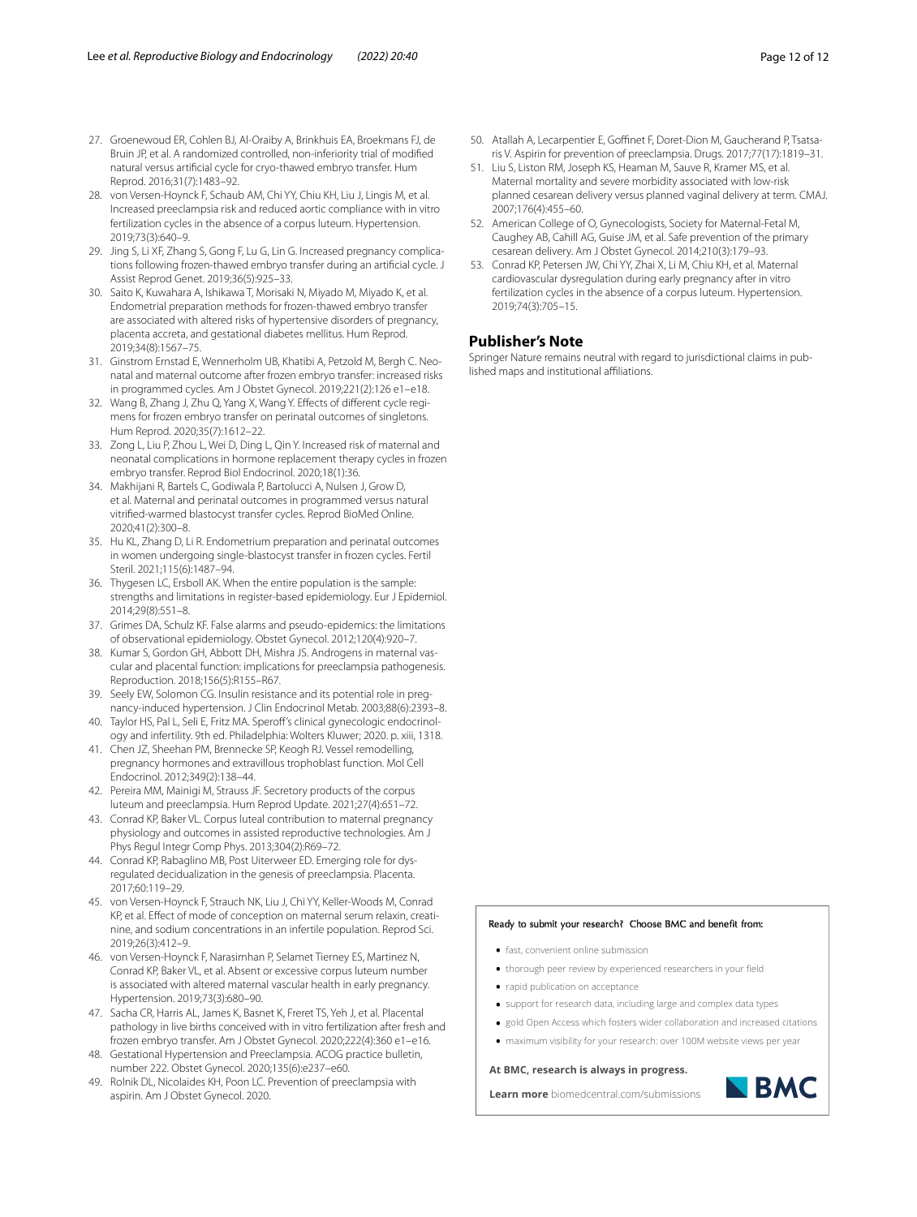27. Groenewoud ER, Cohlen BJ, Al-Oraiby A, Brinkhuis EA, Broekmans FJ, de Bruin JP, et al. A randomized controlled, non-inferiority trial of modified natural versus artificial cycle for cryo-thawed embryo transfer. Hum Reprod. 2016;31(7):1483–92.
28. von Versen-Hoynck F, Schaub AM, Chi YY, Chiu KH, Liu J, Lingis M, et al. Increased preeclampsia risk and reduced aortic compliance with in vitro fertilization cycles in the absence of a corpus luteum. Hypertension. 2019;73(3):640–9.
29. Jing S, Li XF, Zhang S, Gong F, Lu G, Lin G. Increased pregnancy complications following frozen-thawed embryo transfer during an artificial cycle. J Assist Reprod Genet. 2019;36(5):925–33.
30. Saito K, Kuwahara A, Ishikawa T, Morisaki N, Miyado M, Miyado K, et al. Endometrial preparation methods for frozen-thawed embryo transfer are associated with altered risks of hypertensive disorders of pregnancy, placenta accreta, and gestational diabetes mellitus. Hum Reprod. 2019;34(8):1567–75.
31. Ginstrom Ernstad E, Wennerholm UB, Khatibi A, Petzold M, Bergh C. Neonatal and maternal outcome after frozen embryo transfer: increased risks in programmed cycles. Am J Obstet Gynecol. 2019;221(2):126 e1–e18.
32. Wang B, Zhang J, Zhu Q, Yang X, Wang Y. Effects of different cycle regimens for frozen embryo transfer on perinatal outcomes of singletons. Hum Reprod. 2020;35(7):1612–22.
33. Zong L, Liu P, Zhou L, Wei D, Ding L, Qin Y. Increased risk of maternal and neonatal complications in hormone replacement therapy cycles in frozen embryo transfer. Reprod Biol Endocrinol. 2020;18(1):36.
34. Makhijani R, Bartels C, Godiwala P, Bartolucci A, Nulsen J, Grow D, et al. Maternal and perinatal outcomes in programmed versus natural vitrified-warmed blastocyst transfer cycles. Reprod BioMed Online. 2020;41(2):300–8.
35. Hu KL, Zhang D, Li R. Endometrium preparation and perinatal outcomes in women undergoing single-blastocyst transfer in frozen cycles. Fertil Steril. 2021;115(6):1487–94.
36. Thygesen LC, Ersboll AK. When the entire population is the sample: strengths and limitations in register-based epidemiology. Eur J Epidemiol. 2014;29(8):551–8.
37. Grimes DA, Schulz KF. False alarms and pseudo-epidemics: the limitations of observational epidemiology. Obstet Gynecol. 2012;120(4):920–7.
38. Kumar S, Gordon GH, Abbott DH, Mishra JS. Androgens in maternal vascular and placental function: implications for preeclampsia pathogenesis. Reproduction. 2018;156(5):R155–R67.
39. Seely EW, Solomon CG. Insulin resistance and its potential role in pregnancy-induced hypertension. J Clin Endocrinol Metab. 2003;88(6):2393–8.
40. Taylor HS, Pal L, Seli E, Fritz MA. Speroff's clinical gynecologic endocrinology and infertility. 9th ed. Philadelphia: Wolters Kluwer; 2020. p. xiii, 1318.
41. Chen JZ, Sheehan PM, Brennecke SP, Keogh RJ. Vessel remodelling, pregnancy hormones and extravillous trophoblast function. Mol Cell Endocrinol. 2012;349(2):138–44.
42. Pereira MM, Mainigi M, Strauss JF. Secretory products of the corpus luteum and preeclampsia. Hum Reprod Update. 2021;27(4):651–72.
43. Conrad KP, Baker VL. Corpus luteal contribution to maternal pregnancy physiology and outcomes in assisted reproductive technologies. Am J Phys Regul Integr Comp Phys. 2013;304(2):R69–72.
44. Conrad KP, Rabaglino MB, Post Uiterweer ED. Emerging role for dysregulated decidualization in the genesis of preeclampsia. Placenta. 2017;60:119–29.
45. von Versen-Hoynck F, Strauch NK, Liu J, Chi YY, Keller-Woods M, Conrad KP, et al. Effect of mode of conception on maternal serum relaxin, creatinine, and sodium concentrations in an infertile population. Reprod Sci. 2019;26(3):412–9.
46. von Versen-Hoynck F, Narasimhan P, Selamet Tierney ES, Martinez N, Conrad KP, Baker VL, et al. Absent or excessive corpus luteum number is associated with altered maternal vascular health in early pregnancy. Hypertension. 2019;73(3):680–90.
47. Sacha CR, Harris AL, James K, Basnet K, Freret TS, Yeh J, et al. Placental pathology in live births conceived with in vitro fertilization after fresh and frozen embryo transfer. Am J Obstet Gynecol. 2020;222(4):360 e1–e16.
48. Gestational Hypertension and Preeclampsia. ACOG practice bulletin, number 222. Obstet Gynecol. 2020;135(6):e237–e60.
49. Rolnik DL, Nicolaides KH, Poon LC. Prevention of preeclampsia with aspirin. Am J Obstet Gynecol. 2020.
50. Atallah A, Lecarpentier E, Goffinet F, Doret-Dion M, Gaucherand P, Tsatsaris V. Aspirin for prevention of preeclampsia. Drugs. 2017;77(17):1819–31.
51. Liu S, Liston RM, Joseph KS, Heaman M, Sauve R, Kramer MS, et al. Maternal mortality and severe morbidity associated with low-risk planned cesarean delivery versus planned vaginal delivery at term. CMAJ. 2007;176(4):455–60.
52. American College of O, Gynecologists, Society for Maternal-Fetal M, Caughey AB, Cahill AG, Guise JM, et al. Safe prevention of the primary cesarean delivery. Am J Obstet Gynecol. 2014;210(3):179–93.
53. Conrad KP, Petersen JW, Chi YY, Zhai X, Li M, Chiu KH, et al. Maternal cardiovascular dysregulation during early pregnancy after in vitro fertilization cycles in the absence of a corpus luteum. Hypertension. 2019;74(3):705–15.

## Publisher's Note

Springer Nature remains neutral with regard to jurisdictional claims in published maps and institutional affiliations.

Ready to submit your research? Choose BMC and benefit from:

- fast, convenient online submission
- thorough peer review by experienced researchers in your field
- rapid publication on acceptance
- support for research data, including large and complex data types
- gold Open Access which fosters wider collaboration and increased citations
- maximum visibility for your research: over 100M website views per year

**At BMC, research is always in progress.**

**Learn more** biomedcentral.com/submissions

BMC